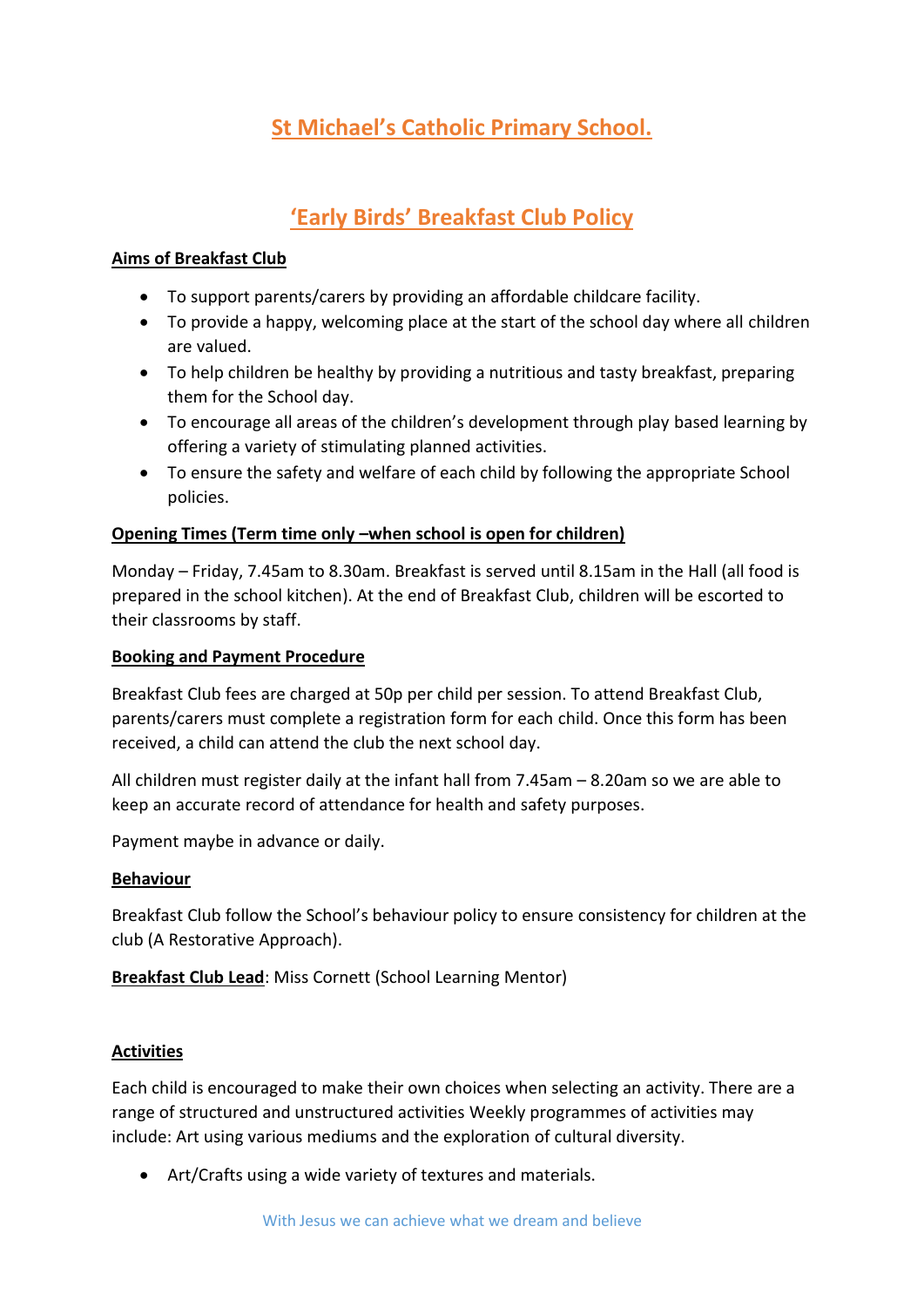# St Michael's Catholic Primary School.

## 'Early Birds' Breakfast Club Policy

**Aims of Breakfast Club**

- To support parents/carers by providing an affordable childcare facility.
- To provide a happy, welcoming place at the start of the school day where all children are valued.
- To help children be healthy by providing a nutritious and tasty breakfast, preparing them for the School day.
- To encourage all areas of the children's development through play based learning by offering a variety of stimulating planned activities.
- To ensure the safety and welfare of each child by following the appropriate School policies.

**Opening Times (Term time only –when school is open for children)**

Monday – Friday, 7.45am to 8.30am. Breakfast is served until 8.15am in the Hall (all food is prepared in the school kitchen). At the end of Breakfast Club, children will be escorted to their classrooms by staff.

**Booking and Payment Procedure**

Breakfast Club fees are charged at 50p per child per session. To attend Breakfast Club, parents/carers must complete a registration form for each child. Once this form has been received, a child can attend the club the next school day.

All children must register daily at the infant hall from 7.45am – 8.20am so we are able to keep an accurate record of attendance for health and safety purposes.

Payment maybe in advance or daily.

**Behaviour**

Breakfast Club follow the School's behaviour policy to ensure consistency for children at the club (A Restorative Approach).

**Breakfast Club Lead**: Miss Cornett (School Learning Mentor)

**Activities**

Each child is encouraged to make their own choices when selecting an activity. There are a range of structured and unstructured activities Weekly programmes of activities may include: Art using various mediums and the exploration of cultural diversity.

- Art/Crafts using a wide variety of textures and materials.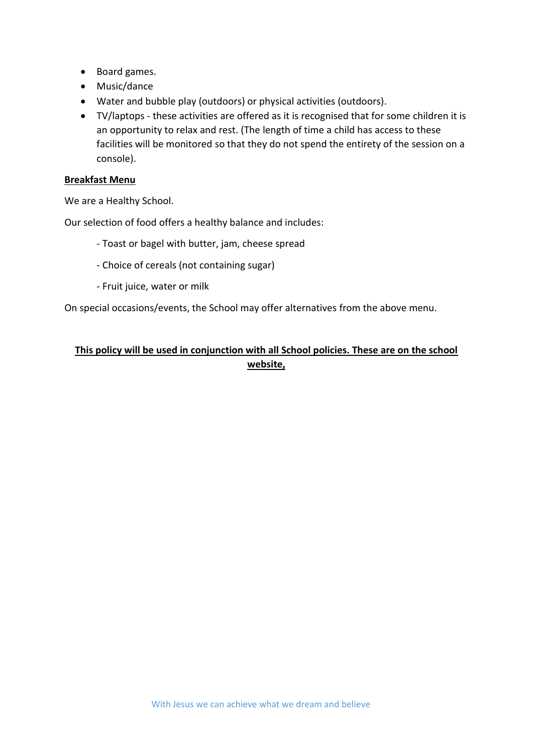- Board games.
- Music/dance
- Water and bubble play (outdoors) or physical activities (outdoors).
- TV/laptops - these activities are offered as it is recognised that for some children it is an opportunity to relax and rest. (The length of time a child has access to these facilities will be monitored so that they do not spend the entirety of the session on a console).

**Breakfast Menu**

We are a Healthy School.

Our selection of food offers a healthy balance and includes:

- Toast or bagel with butter, jam, cheese spread
- Choice of cereals (not containing sugar)
- Fruit juice, water or milk

On special occasions/events, the School may offer alternatives from the above menu.

**This policy will be used in conjunction with all School policies. These are on the school website,**